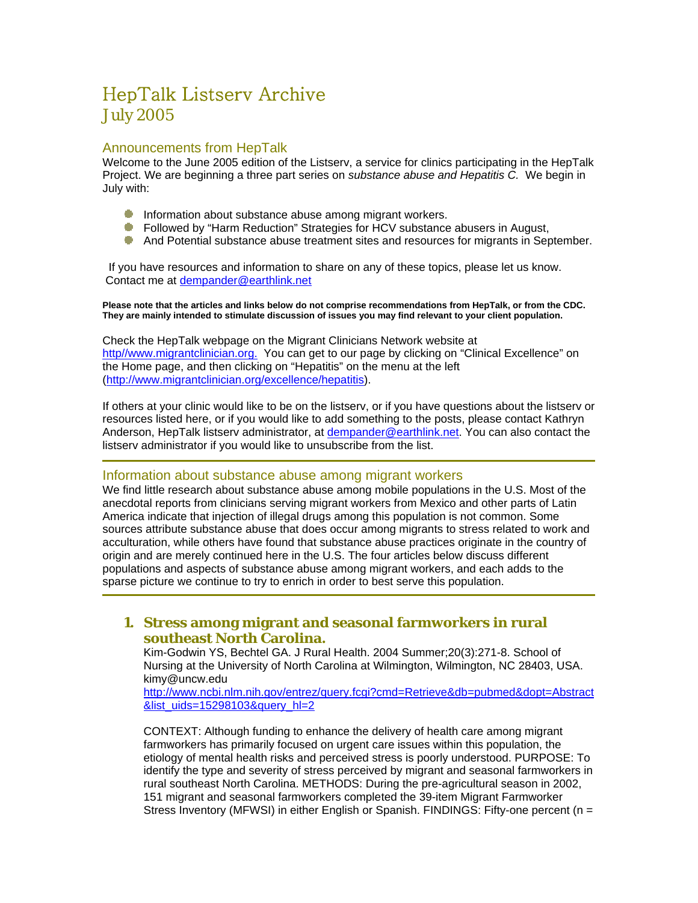# HepTalk Listserv Archive
## July 2005

### Announcements from HepTalk

Welcome to the June 2005 edition of the Listserv, a service for clinics participating in the HepTalk Project. We are beginning a three part series on *substance abuse and Hepatitis C.* We begin in July with:

- Information about substance abuse among migrant workers.
- Followed by "Harm Reduction" Strategies for HCV substance abusers in August,
- And Potential substance abuse treatment sites and resources for migrants in September.

If you have resources and information to share on any of these topics, please let us know. Contact me at dempander@earthlink.net

**Please note that the articles and links below do not comprise recommendations from HepTalk, or from the CDC. They are mainly intended to stimulate discussion of issues you may find relevant to your client population.**

Check the HepTalk webpage on the Migrant Clinicians Network website at http//www.migrantclinician.org. You can get to our page by clicking on "Clinical Excellence" on the Home page, and then clicking on "Hepatitis" on the menu at the left (http://www.migrantclinician.org/excellence/hepatitis).

If others at your clinic would like to be on the listserv, or if you have questions about the listserv or resources listed here, or if you would like to add something to the posts, please contact Kathryn Anderson, HepTalk listserv administrator, at dempander@earthlink.net. You can also contact the listserv administrator if you would like to unsubscribe from the list.

---

### Information about substance abuse among migrant workers

We find little research about substance abuse among mobile populations in the U.S. Most of the anecdotal reports from clinicians serving migrant workers from Mexico and other parts of Latin America indicate that injection of illegal drugs among this population is not common. Some sources attribute substance abuse that does occur among migrants to stress related to work and acculturation, while others have found that substance abuse practices originate in the country of origin and are merely continued here in the U.S. The four articles below discuss different populations and aspects of substance abuse among migrant workers, and each adds to the sparse picture we continue to try to enrich in order to best serve this population.

---

1. **Stress among migrant and seasonal farmworkers in rural southeast North Carolina.**

   Kim-Godwin YS, Bechtel GA. J Rural Health. 2004 Summer;20(3):271-8. School of Nursing at the University of North Carolina at Wilmington, Wilmington, NC 28403, USA. kimy@uncw.edu
   http://www.ncbi.nlm.nih.gov/entrez/query.fcgi?cmd=Retrieve&db=pubmed&dopt=Abstract&list_uids=15298103&query_hl=2

   CONTEXT: Although funding to enhance the delivery of health care among migrant farmworkers has primarily focused on urgent care issues within this population, the etiology of mental health risks and perceived stress is poorly understood. PURPOSE: To identify the type and severity of stress perceived by migrant and seasonal farmworkers in rural southeast North Carolina. METHODS: During the pre-agricultural season in 2002, 151 migrant and seasonal farmworkers completed the 39-item Migrant Farmworker Stress Inventory (MFWSI) in either English or Spanish. FINDINGS: Fifty-one percent (n =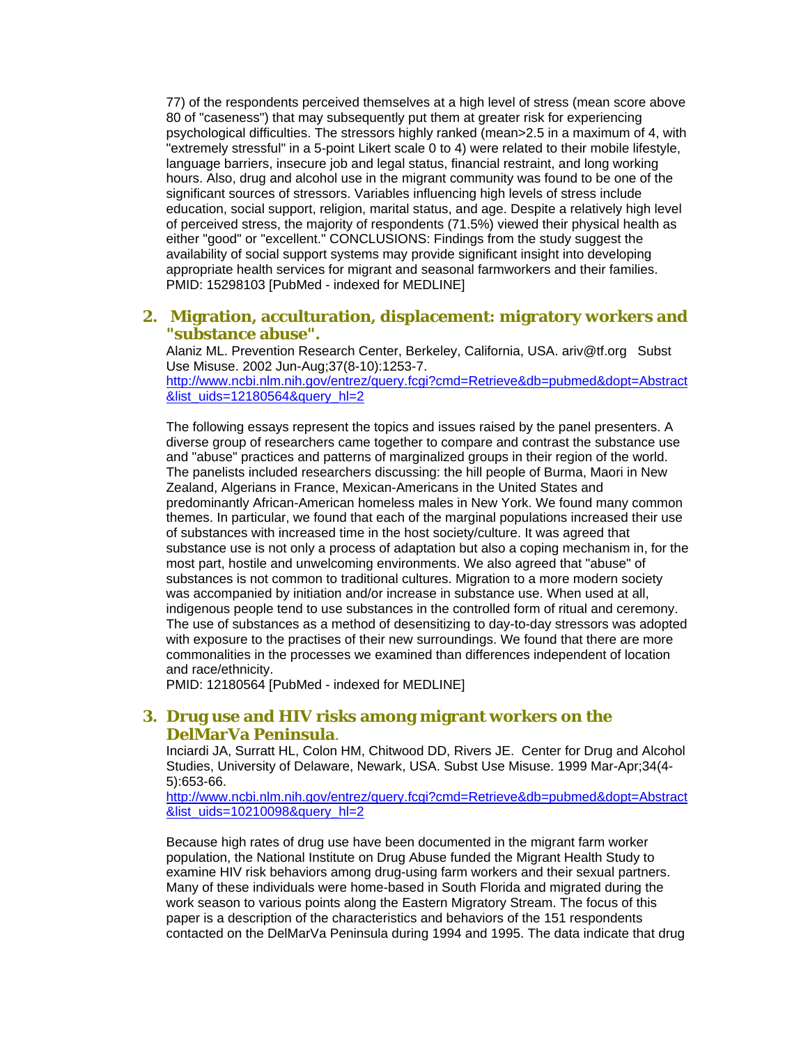77) of the respondents perceived themselves at a high level of stress (mean score above 80 of "caseness") that may subsequently put them at greater risk for experiencing psychological difficulties. The stressors highly ranked (mean>2.5 in a maximum of 4, with "extremely stressful" in a 5-point Likert scale 0 to 4) were related to their mobile lifestyle, language barriers, insecure job and legal status, financial restraint, and long working hours. Also, drug and alcohol use in the migrant community was found to be one of the significant sources of stressors. Variables influencing high levels of stress include education, social support, religion, marital status, and age. Despite a relatively high level of perceived stress, the majority of respondents (71.5%) viewed their physical health as either "good" or "excellent." CONCLUSIONS: Findings from the study suggest the availability of social support systems may provide significant insight into developing appropriate health services for migrant and seasonal farmworkers and their families.
PMID: 15298103 [PubMed - indexed for MEDLINE]

### 2. Migration, acculturation, displacement: migratory workers and "substance abuse".

Alaniz ML. Prevention Research Center, Berkeley, California, USA. ariv@tf.org Subst Use Misuse. 2002 Jun-Aug;37(8-10):1253-7.
[http://www.ncbi.nlm.nih.gov/entrez/query.fcgi?cmd=Retrieve&db=pubmed&dopt=Abstract&list_uids=12180564&query_hl=2](http://www.ncbi.nlm.nih.gov/entrez/query.fcgi?cmd=Retrieve&db=pubmed&dopt=Abstract&list_uids=12180564&query_hl=2)

The following essays represent the topics and issues raised by the panel presenters. A diverse group of researchers came together to compare and contrast the substance use and "abuse" practices and patterns of marginalized groups in their region of the world. The panelists included researchers discussing: the hill people of Burma, Maori in New Zealand, Algerians in France, Mexican-Americans in the United States and predominantly African-American homeless males in New York. We found many common themes. In particular, we found that each of the marginal populations increased their use of substances with increased time in the host society/culture. It was agreed that substance use is not only a process of adaptation but also a coping mechanism in, for the most part, hostile and unwelcoming environments. We also agreed that "abuse" of substances is not common to traditional cultures. Migration to a more modern society was accompanied by initiation and/or increase in substance use. When used at all, indigenous people tend to use substances in the controlled form of ritual and ceremony. The use of substances as a method of desensitizing to day-to-day stressors was adopted with exposure to the practises of their new surroundings. We found that there are more commonalities in the processes we examined than differences independent of location and race/ethnicity.
PMID: 12180564 [PubMed - indexed for MEDLINE]

### 3. Drug use and HIV risks among migrant workers on the DelMarVa Peninsula.

Inciardi JA, Surratt HL, Colon HM, Chitwood DD, Rivers JE. Center for Drug and Alcohol Studies, University of Delaware, Newark, USA. Subst Use Misuse. 1999 Mar-Apr;34(4-5):653-66.
[http://www.ncbi.nlm.nih.gov/entrez/query.fcgi?cmd=Retrieve&db=pubmed&dopt=Abstract&list_uids=10210098&query_hl=2](http://www.ncbi.nlm.nih.gov/entrez/query.fcgi?cmd=Retrieve&db=pubmed&dopt=Abstract&list_uids=10210098&query_hl=2)

Because high rates of drug use have been documented in the migrant farm worker population, the National Institute on Drug Abuse funded the Migrant Health Study to examine HIV risk behaviors among drug-using farm workers and their sexual partners. Many of these individuals were home-based in South Florida and migrated during the work season to various points along the Eastern Migratory Stream. The focus of this paper is a description of the characteristics and behaviors of the 151 respondents contacted on the DelMarVa Peninsula during 1994 and 1995. The data indicate that drug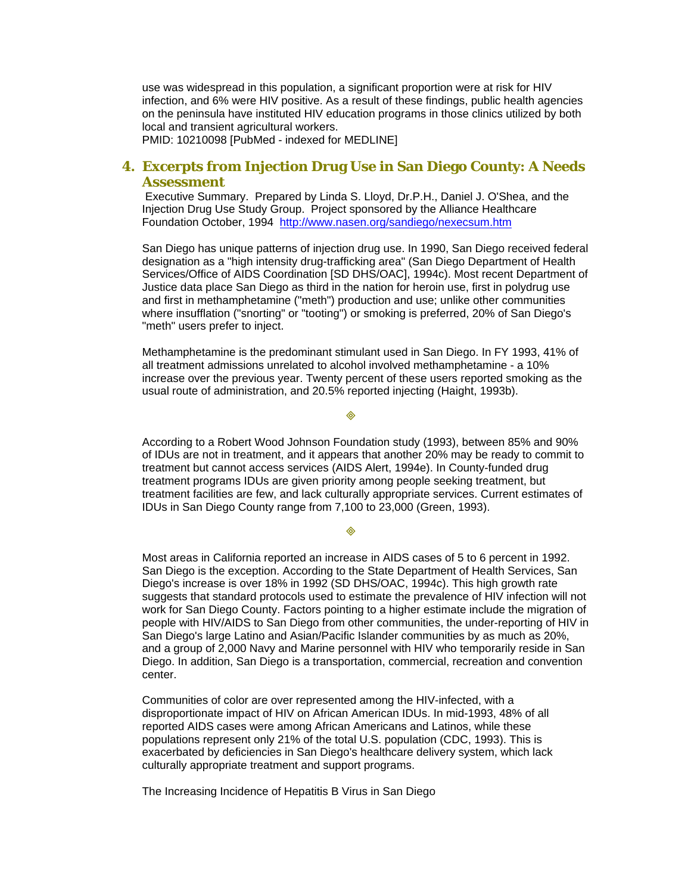use was widespread in this population, a significant proportion were at risk for HIV infection, and 6% were HIV positive. As a result of these findings, public health agencies on the peninsula have instituted HIV education programs in those clinics utilized by both local and transient agricultural workers.
PMID: 10210098 [PubMed - indexed for MEDLINE]

### 4. Excerpts from Injection Drug Use in San Diego County: A Needs Assessment

Executive Summary. Prepared by Linda S. Lloyd, Dr.P.H., Daniel J. O'Shea, and the Injection Drug Use Study Group. Project sponsored by the Alliance Healthcare Foundation October, 1994 [http://www.nasen.org/sandiego/nexecsum.htm](http://www.nasen.org/sandiego/nexecsum.htm)

San Diego has unique patterns of injection drug use. In 1990, San Diego received federal designation as a "high intensity drug-trafficking area" (San Diego Department of Health Services/Office of AIDS Coordination [SD DHS/OAC], 1994c). Most recent Department of Justice data place San Diego as third in the nation for heroin use, first in polydrug use and first in methamphetamine ("meth") production and use; unlike other communities where insufflation ("snorting" or "tooting") or smoking is preferred, 20% of San Diego's "meth" users prefer to inject.

Methamphetamine is the predominant stimulant used in San Diego. In FY 1993, 41% of all treatment admissions unrelated to alcohol involved methamphetamine - a 10% increase over the previous year. Twenty percent of these users reported smoking as the usual route of administration, and 20.5% reported injecting (Haight, 1993b).

◈

According to a Robert Wood Johnson Foundation study (1993), between 85% and 90% of IDUs are not in treatment, and it appears that another 20% may be ready to commit to treatment but cannot access services (AIDS Alert, 1994e). In County-funded drug treatment programs IDUs are given priority among people seeking treatment, but treatment facilities are few, and lack culturally appropriate services. Current estimates of IDUs in San Diego County range from 7,100 to 23,000 (Green, 1993).

◈

Most areas in California reported an increase in AIDS cases of 5 to 6 percent in 1992. San Diego is the exception. According to the State Department of Health Services, San Diego's increase is over 18% in 1992 (SD DHS/OAC, 1994c). This high growth rate suggests that standard protocols used to estimate the prevalence of HIV infection will not work for San Diego County. Factors pointing to a higher estimate include the migration of people with HIV/AIDS to San Diego from other communities, the under-reporting of HIV in San Diego's large Latino and Asian/Pacific Islander communities by as much as 20%, and a group of 2,000 Navy and Marine personnel with HIV who temporarily reside in San Diego. In addition, San Diego is a transportation, commercial, recreation and convention center.

Communities of color are over represented among the HIV-infected, with a disproportionate impact of HIV on African American IDUs. In mid-1993, 48% of all reported AIDS cases were among African Americans and Latinos, while these populations represent only 21% of the total U.S. population (CDC, 1993). This is exacerbated by deficiencies in San Diego's healthcare delivery system, which lack culturally appropriate treatment and support programs.

The Increasing Incidence of Hepatitis B Virus in San Diego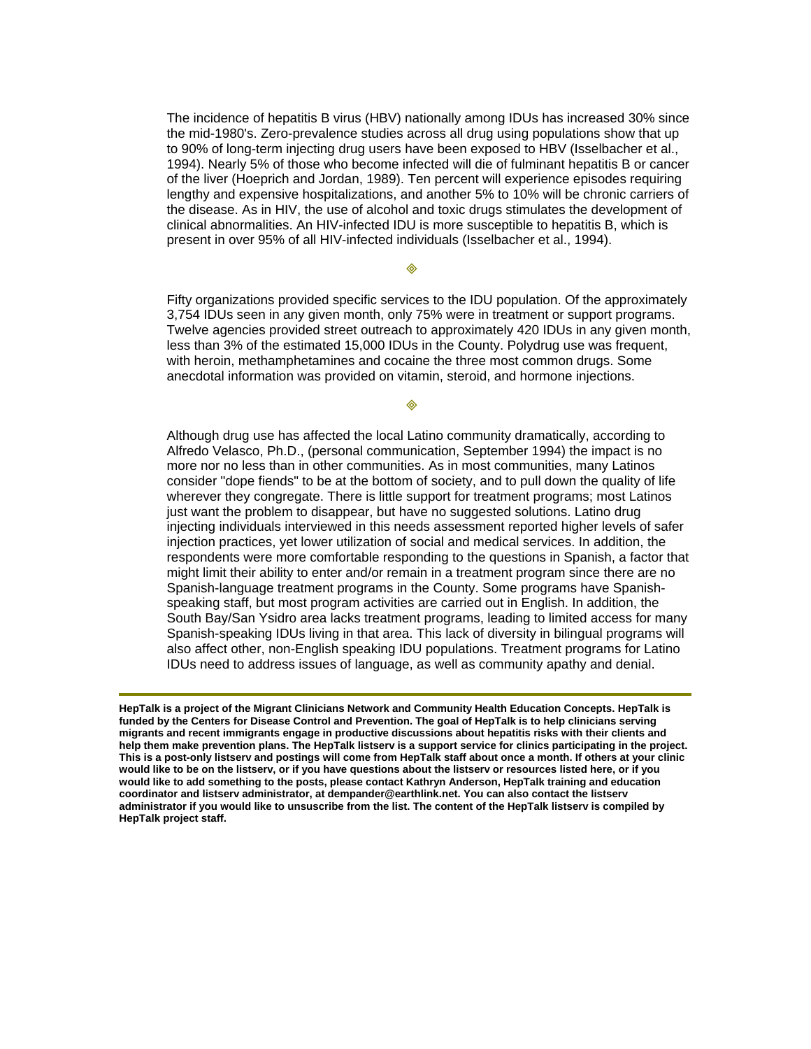The incidence of hepatitis B virus (HBV) nationally among IDUs has increased 30% since the mid-1980's. Zero-prevalence studies across all drug using populations show that up to 90% of long-term injecting drug users have been exposed to HBV (Isselbacher et al., 1994). Nearly 5% of those who become infected will die of fulminant hepatitis B or cancer of the liver (Hoeprich and Jordan, 1989). Ten percent will experience episodes requiring lengthy and expensive hospitalizations, and another 5% to 10% will be chronic carriers of the disease. As in HIV, the use of alcohol and toxic drugs stimulates the development of clinical abnormalities. An HIV-infected IDU is more susceptible to hepatitis B, which is present in over 95% of all HIV-infected individuals (Isselbacher et al., 1994).

◈

Fifty organizations provided specific services to the IDU population. Of the approximately 3,754 IDUs seen in any given month, only 75% were in treatment or support programs. Twelve agencies provided street outreach to approximately 420 IDUs in any given month, less than 3% of the estimated 15,000 IDUs in the County. Polydrug use was frequent, with heroin, methamphetamines and cocaine the three most common drugs. Some anecdotal information was provided on vitamin, steroid, and hormone injections.

◈

Although drug use has affected the local Latino community dramatically, according to Alfredo Velasco, Ph.D., (personal communication, September 1994) the impact is no more nor no less than in other communities. As in most communities, many Latinos consider "dope fiends" to be at the bottom of society, and to pull down the quality of life wherever they congregate. There is little support for treatment programs; most Latinos just want the problem to disappear, but have no suggested solutions. Latino drug injecting individuals interviewed in this needs assessment reported higher levels of safer injection practices, yet lower utilization of social and medical services. In addition, the respondents were more comfortable responding to the questions in Spanish, a factor that might limit their ability to enter and/or remain in a treatment program since there are no Spanish-language treatment programs in the County. Some programs have Spanish-speaking staff, but most program activities are carried out in English. In addition, the South Bay/San Ysidro area lacks treatment programs, leading to limited access for many Spanish-speaking IDUs living in that area. This lack of diversity in bilingual programs will also affect other, non-English speaking IDU populations. Treatment programs for Latino IDUs need to address issues of language, as well as community apathy and denial.

---

**HepTalk is a project of the Migrant Clinicians Network and Community Health Education Concepts. HepTalk is funded by the Centers for Disease Control and Prevention. The goal of HepTalk is to help clinicians serving migrants and recent immigrants engage in productive discussions about hepatitis risks with their clients and help them make prevention plans. The HepTalk listserv is a support service for clinics participating in the project. This is a post-only listserv and postings will come from HepTalk staff about once a month. If others at your clinic would like to be on the listserv, or if you have questions about the listserv or resources listed here, or if you would like to add something to the posts, please contact Kathryn Anderson, HepTalk training and education coordinator and listserv administrator, at dempander@earthlink.net. You can also contact the listserv administrator if you would like to unsuscribe from the list. The content of the HepTalk listserv is compiled by HepTalk project staff.**